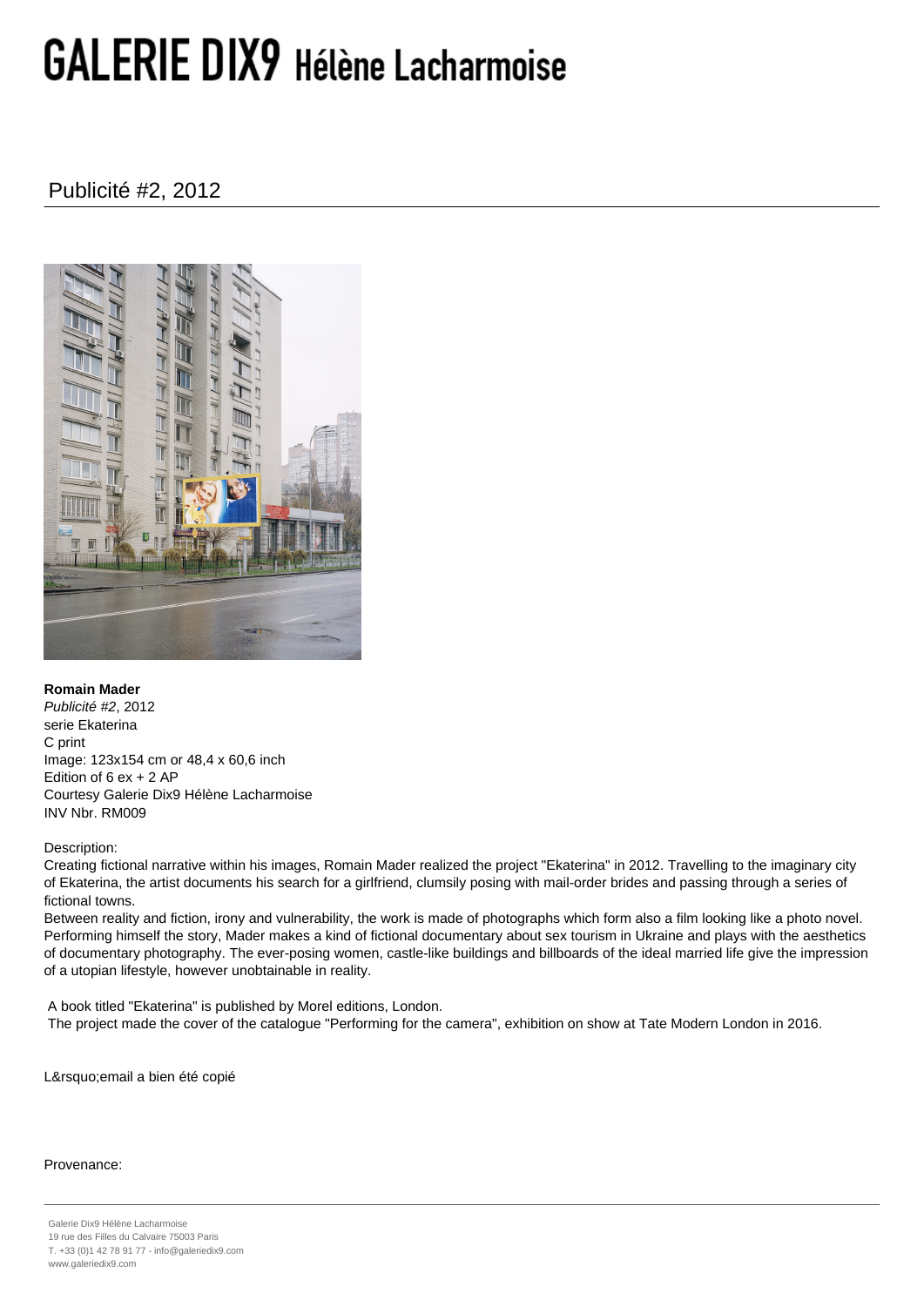# GALERIE DIX9 Hélène Lacharmoise

## Publicité #2, 2012

**Romain Mader**
*Publicité #2*, 2012
serie Ekaterina
C print
Image: 123x154 cm or 48,4 x 60,6 inch
Edition of 6 ex + 2 AP
Courtesy Galerie Dix9 Hélène Lacharmoise
INV Nbr. RM009

Description:
Creating fictional narrative within his images, Romain Mader realized the project "Ekaterina" in 2012. Travelling to the imaginary city of Ekaterina, the artist documents his search for a girlfriend, clumsily posing with mail-order brides and passing through a series of fictional towns.
Between reality and fiction, irony and vulnerability, the work is made of photographs which form also a film looking like a photo novel. Performing himself the story, Mader makes a kind of fictional documentary about sex tourism in Ukraine and plays with the aesthetics of documentary photography. The ever-posing women, castle-like buildings and billboards of the ideal married life give the impression of a utopian lifestyle, however unobtainable in reality.

A book titled "Ekaterina" is published by Morel editions, London.
The project made the cover of the catalogue "Performing for the camera", exhibition on show at Tate Modern London in 2016.

L&rsquo;email a bien été copié

Provenance:

Galerie Dix9 Hélène Lacharmoise
19 rue des Filles du Calvaire 75003 Paris
T. +33 (0)1 42 78 91 77 - info@galeriedix9.com
www.galeriedix9.com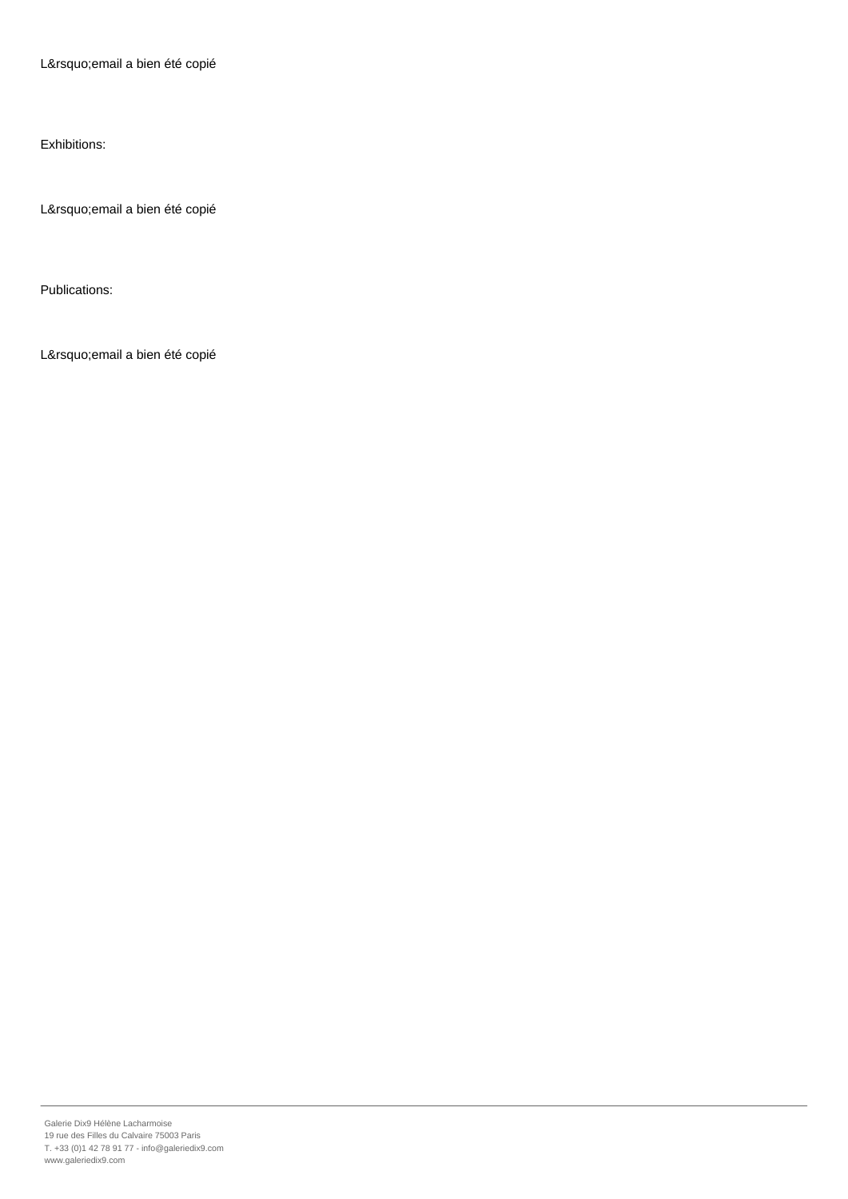L&rsquo;email a bien été copié

Exhibitions:

L&rsquo;email a bien été copié

Publications:

L&rsquo;email a bien été copié

Galerie Dix9 Hélène Lacharmoise
19 rue des Filles du Calvaire 75003 Paris
T. +33 (0)1 42 78 91 77 - info@galeriedix9.com
www.galeriedix9.com